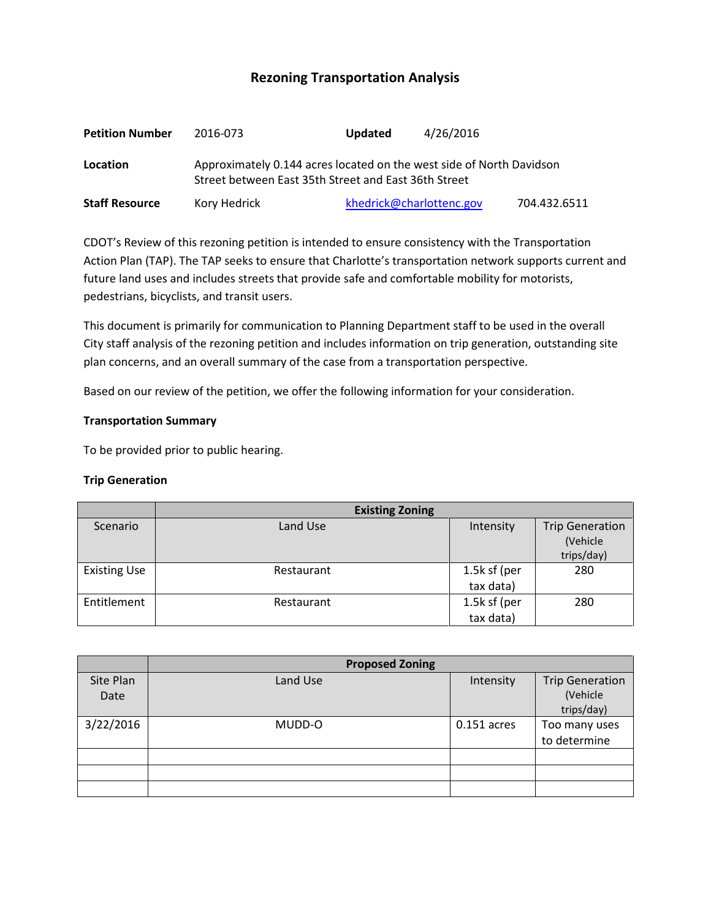# Rezoning Transportation Analysis

| **Petition Number** | 2016-073 | **Updated** | 4/26/2016 |
|---|---|---|---|
| **Location** | Approximately 0.144 acres located on the west side of North Davidson Street between East 35th Street and East 36th Street | | |
| **Staff Resource** | Kory Hedrick | khedrick@charlottenc.gov | 704.432.6511 |

CDOT's Review of this rezoning petition is intended to ensure consistency with the Transportation Action Plan (TAP). The TAP seeks to ensure that Charlotte's transportation network supports current and future land uses and includes streets that provide safe and comfortable mobility for motorists, pedestrians, bicyclists, and transit users.

This document is primarily for communication to Planning Department staff to be used in the overall City staff analysis of the rezoning petition and includes information on trip generation, outstanding site plan concerns, and an overall summary of the case from a transportation perspective.

Based on our review of the petition, we offer the following information for your consideration.

**Transportation Summary**

To be provided prior to public hearing.

**Trip Generation**

| | **Existing Zoning** | | |
|---|---|---|---|
| Scenario | Land Use | Intensity | Trip Generation (Vehicle trips/day) |
| Existing Use | Restaurant | 1.5k sf (per tax data) | 280 |
| Entitlement | Restaurant | 1.5k sf (per tax data) | 280 |

| | **Proposed Zoning** | | |
|---|---|---|---|
| Site Plan Date | Land Use | Intensity | Trip Generation (Vehicle trips/day) |
| 3/22/2016 | MUDD-O | 0.151 acres | Too many uses to determine |
| | | | |
| | | | |
| | | | |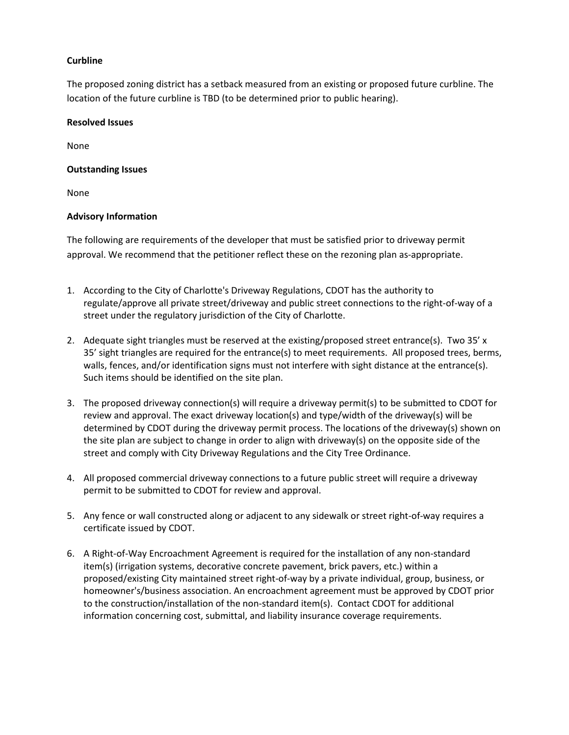**Curbline**

The proposed zoning district has a setback measured from an existing or proposed future curbline. The location of the future curbline is TBD (to be determined prior to public hearing).

**Resolved Issues**

None

**Outstanding Issues**

None

**Advisory Information**

The following are requirements of the developer that must be satisfied prior to driveway permit approval. We recommend that the petitioner reflect these on the rezoning plan as-appropriate.

1. According to the City of Charlotte's Driveway Regulations, CDOT has the authority to regulate/approve all private street/driveway and public street connections to the right-of-way of a street under the regulatory jurisdiction of the City of Charlotte.

2. Adequate sight triangles must be reserved at the existing/proposed street entrance(s). Two 35' x 35' sight triangles are required for the entrance(s) to meet requirements. All proposed trees, berms, walls, fences, and/or identification signs must not interfere with sight distance at the entrance(s). Such items should be identified on the site plan.

3. The proposed driveway connection(s) will require a driveway permit(s) to be submitted to CDOT for review and approval. The exact driveway location(s) and type/width of the driveway(s) will be determined by CDOT during the driveway permit process. The locations of the driveway(s) shown on the site plan are subject to change in order to align with driveway(s) on the opposite side of the street and comply with City Driveway Regulations and the City Tree Ordinance.

4. All proposed commercial driveway connections to a future public street will require a driveway permit to be submitted to CDOT for review and approval.

5. Any fence or wall constructed along or adjacent to any sidewalk or street right-of-way requires a certificate issued by CDOT.

6. A Right-of-Way Encroachment Agreement is required for the installation of any non-standard item(s) (irrigation systems, decorative concrete pavement, brick pavers, etc.) within a proposed/existing City maintained street right-of-way by a private individual, group, business, or homeowner's/business association. An encroachment agreement must be approved by CDOT prior to the construction/installation of the non-standard item(s). Contact CDOT for additional information concerning cost, submittal, and liability insurance coverage requirements.